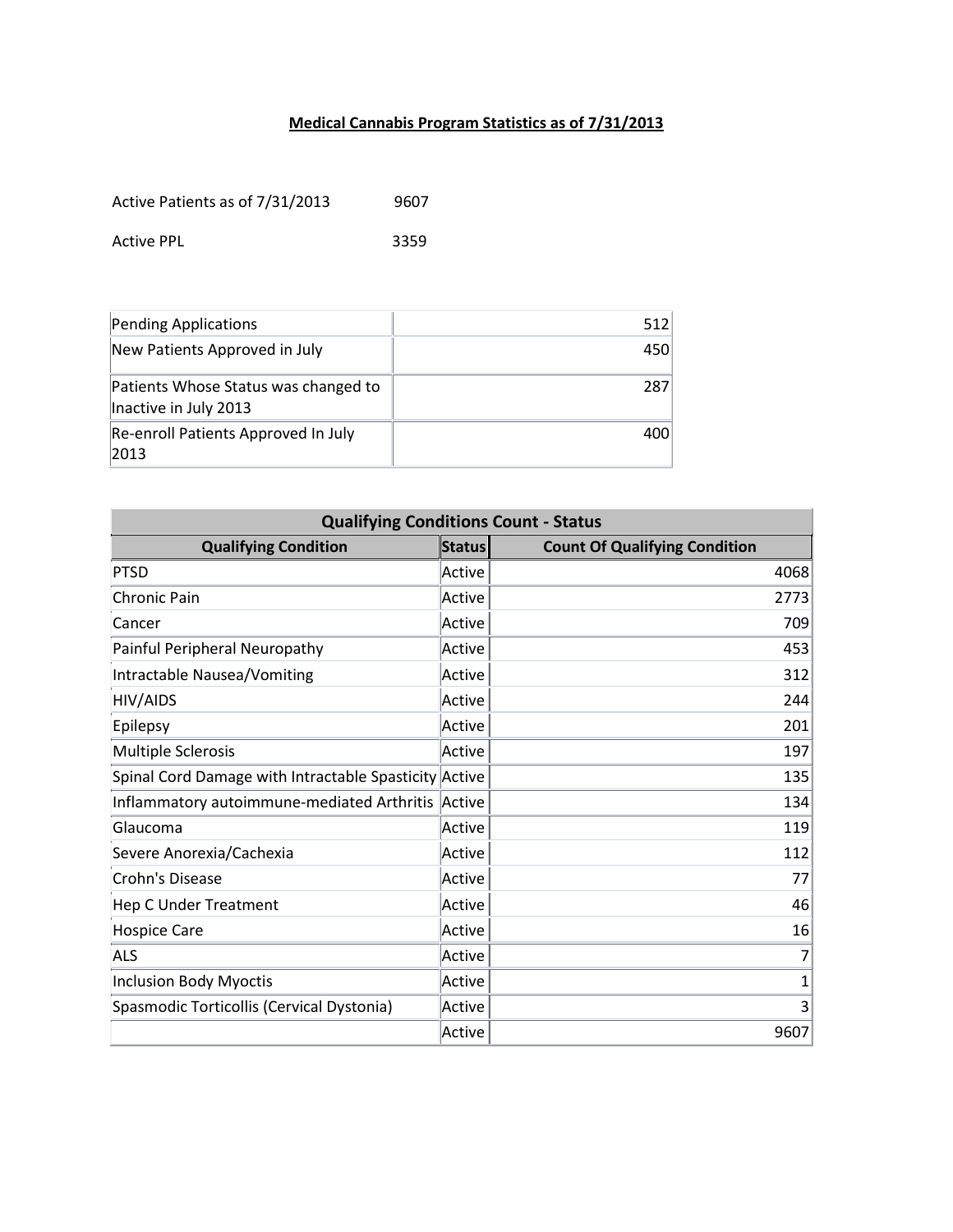# Medical Cannabis Program Statistics as of 7/31/2013

Active Patients as of 7/31/2013 9607

Active PPL 3359

| | |
|---|---|
| Pending Applications | 512 |
| New Patients Approved in July | 450 |
| Patients Whose Status was changed to Inactive in July 2013 | 287 |
| Re-enroll Patients Approved In July 2013 | 400 |

| Qualifying Conditions Count - Status | | |
|---|---|---|
| **Qualifying Condition** | **Status** | **Count Of Qualifying Condition** |
| PTSD | Active | 4068 |
| Chronic Pain | Active | 2773 |
| Cancer | Active | 709 |
| Painful Peripheral Neuropathy | Active | 453 |
| Intractable Nausea/Vomiting | Active | 312 |
| HIV/AIDS | Active | 244 |
| Epilepsy | Active | 201 |
| Multiple Sclerosis | Active | 197 |
| Spinal Cord Damage with Intractable Spasticity | Active | 135 |
| Inflammatory autoimmune-mediated Arthritis | Active | 134 |
| Glaucoma | Active | 119 |
| Severe Anorexia/Cachexia | Active | 112 |
| Crohn's Disease | Active | 77 |
| Hep C Under Treatment | Active | 46 |
| Hospice Care | Active | 16 |
| ALS | Active | 7 |
| Inclusion Body Myoctis | Active | 1 |
| Spasmodic Torticollis (Cervical Dystonia) | Active | 3 |
| | Active | 9607 |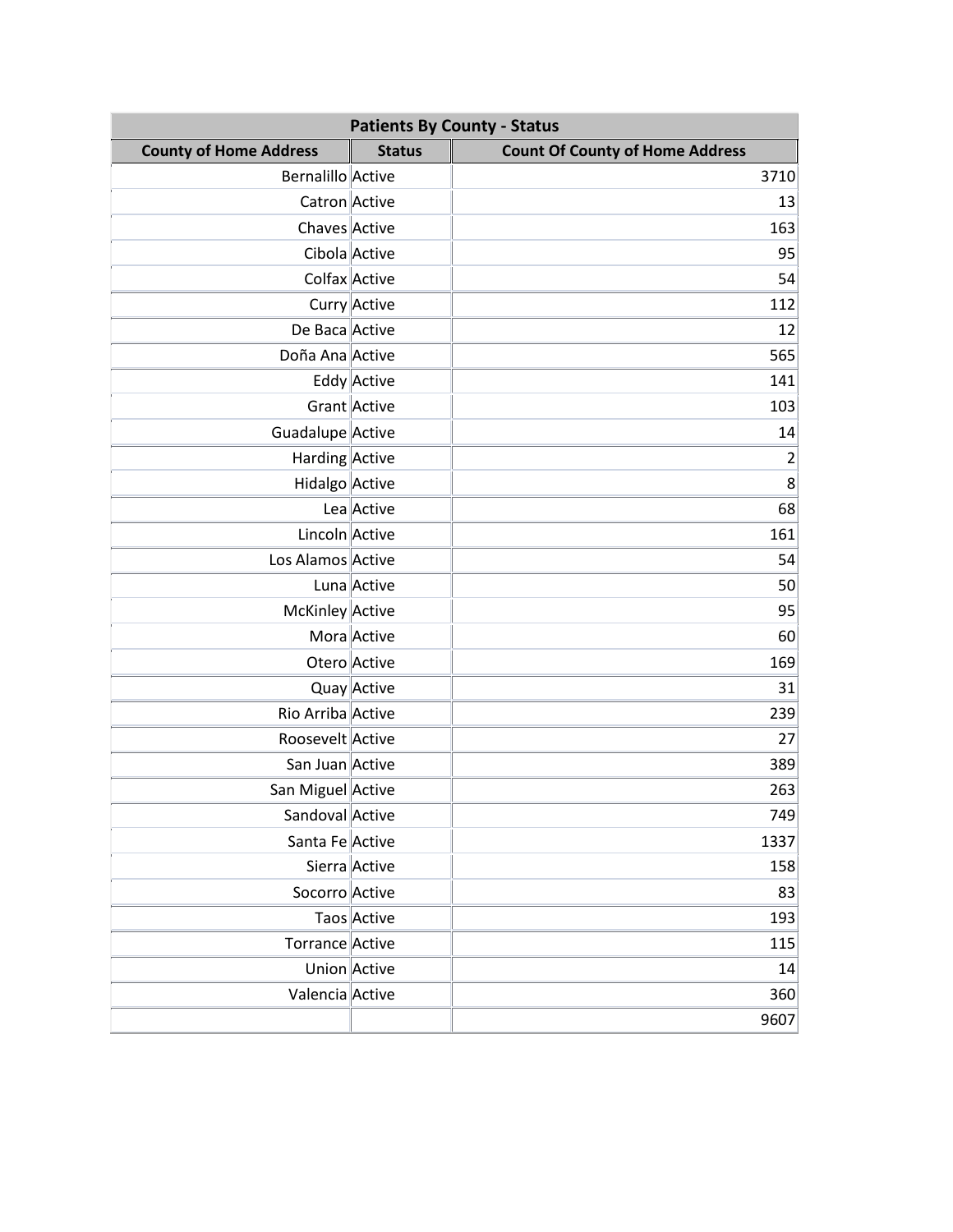| Patients By County - Status | | |
| --- | --- | --- |
| **County of Home Address** | **Status** | **Count Of County of Home Address** |
| Bernalillo | Active | 3710 |
| Catron | Active | 13 |
| Chaves | Active | 163 |
| Cibola | Active | 95 |
| Colfax | Active | 54 |
| Curry | Active | 112 |
| De Baca | Active | 12 |
| Doña Ana | Active | 565 |
| Eddy | Active | 141 |
| Grant | Active | 103 |
| Guadalupe | Active | 14 |
| Harding | Active | 2 |
| Hidalgo | Active | 8 |
| Lea | Active | 68 |
| Lincoln | Active | 161 |
| Los Alamos | Active | 54 |
| Luna | Active | 50 |
| McKinley | Active | 95 |
| Mora | Active | 60 |
| Otero | Active | 169 |
| Quay | Active | 31 |
| Rio Arriba | Active | 239 |
| Roosevelt | Active | 27 |
| San Juan | Active | 389 |
| San Miguel | Active | 263 |
| Sandoval | Active | 749 |
| Santa Fe | Active | 1337 |
| Sierra | Active | 158 |
| Socorro | Active | 83 |
| Taos | Active | 193 |
| Torrance | Active | 115 |
| Union | Active | 14 |
| Valencia | Active | 360 |
| | | 9607 |